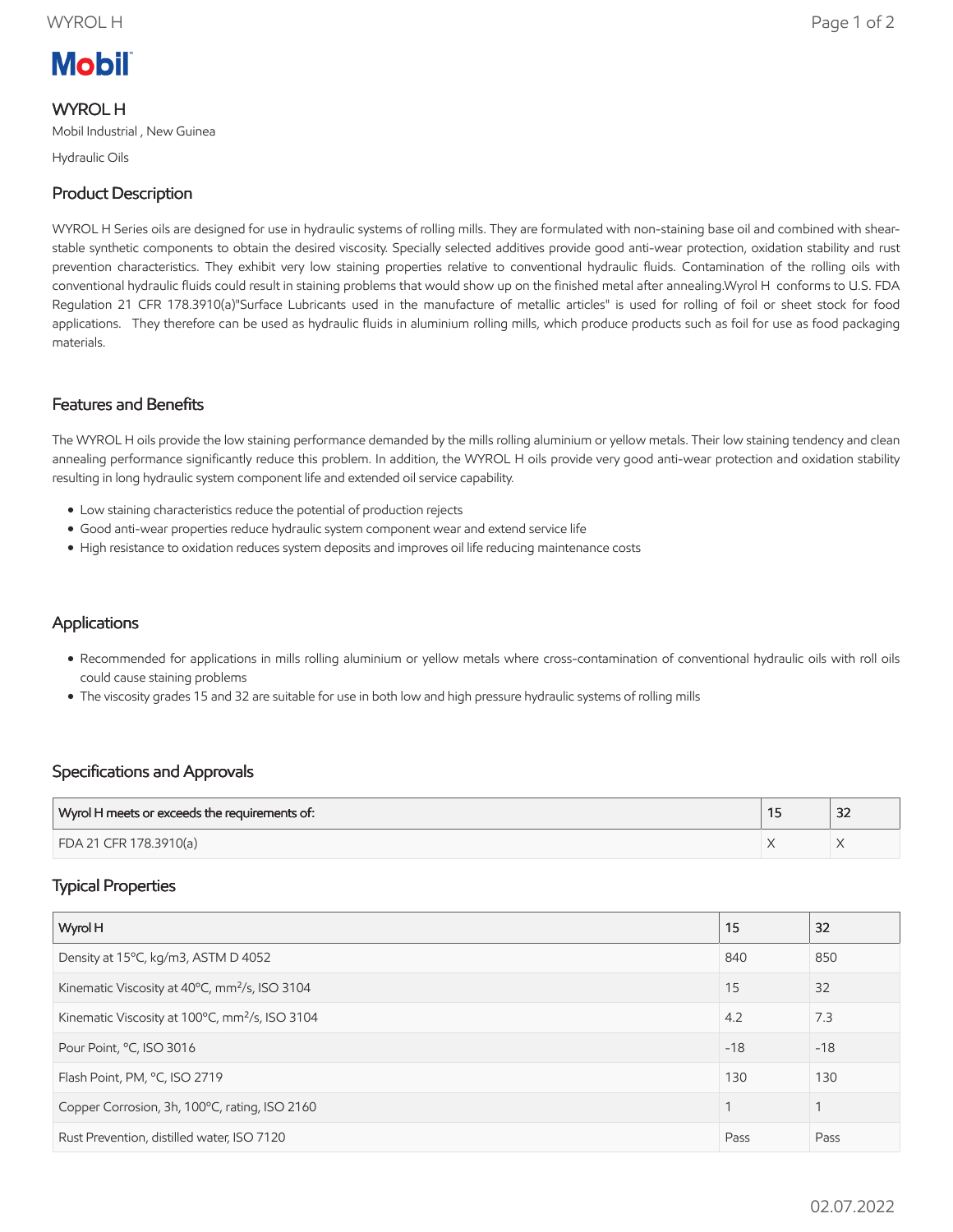Mobil

# WYROL H

Mobil Industrial , New Guinea

Hydraulic Oils

## Product Description

WYROL H Series oils are designed for use in hydraulic systems of rolling mills. They are formulated with non-staining base oil and combined with shear-stable synthetic components to obtain the desired viscosity. Specially selected additives provide good anti-wear protection, oxidation stability and rust prevention characteristics. They exhibit very low staining properties relative to conventional hydraulic fluids. Contamination of the rolling oils with conventional hydraulic fluids could result in staining problems that would show up on the finished metal after annealing.Wyrol H conforms to U.S. FDA Regulation 21 CFR 178.3910(a)"Surface Lubricants used in the manufacture of metallic articles" is used for rolling of foil or sheet stock for food applications. They therefore can be used as hydraulic fluids in aluminium rolling mills, which produce products such as foil for use as food packaging materials.

## Features and Benefits

The WYROL H oils provide the low staining performance demanded by the mills rolling aluminium or yellow metals. Their low staining tendency and clean annealing performance significantly reduce this problem. In addition, the WYROL H oils provide very good anti-wear protection and oxidation stability resulting in long hydraulic system component life and extended oil service capability.

- Low staining characteristics reduce the potential of production rejects
- Good anti-wear properties reduce hydraulic system component wear and extend service life
- High resistance to oxidation reduces system deposits and improves oil life reducing maintenance costs

## Applications

- Recommended for applications in mills rolling aluminium or yellow metals where cross-contamination of conventional hydraulic oils with roll oils could cause staining problems
- The viscosity grades 15 and 32 are suitable for use in both low and high pressure hydraulic systems of rolling mills

## Specifications and Approvals

| Wyrol H meets or exceeds the requirements of: | 15 | 32 |
|---|---|---|
| FDA 21 CFR 178.3910(a) | X | X |

## Typical Properties

| Wyrol H | 15 | 32 |
|---|---|---|
| Density at 15ºC, kg/m3, ASTM D 4052 | 840 | 850 |
| Kinematic Viscosity at 40ºC, mm²/s, ISO 3104 | 15 | 32 |
| Kinematic Viscosity at 100ºC, mm²/s, ISO 3104 | 4.2 | 7.3 |
| Pour Point, ºC, ISO 3016 | -18 | -18 |
| Flash Point, PM, ºC, ISO 2719 | 130 | 130 |
| Copper Corrosion, 3h, 100ºC, rating, ISO 2160 | 1 | 1 |
| Rust Prevention, distilled water, ISO 7120 | Pass | Pass |

02.07.2022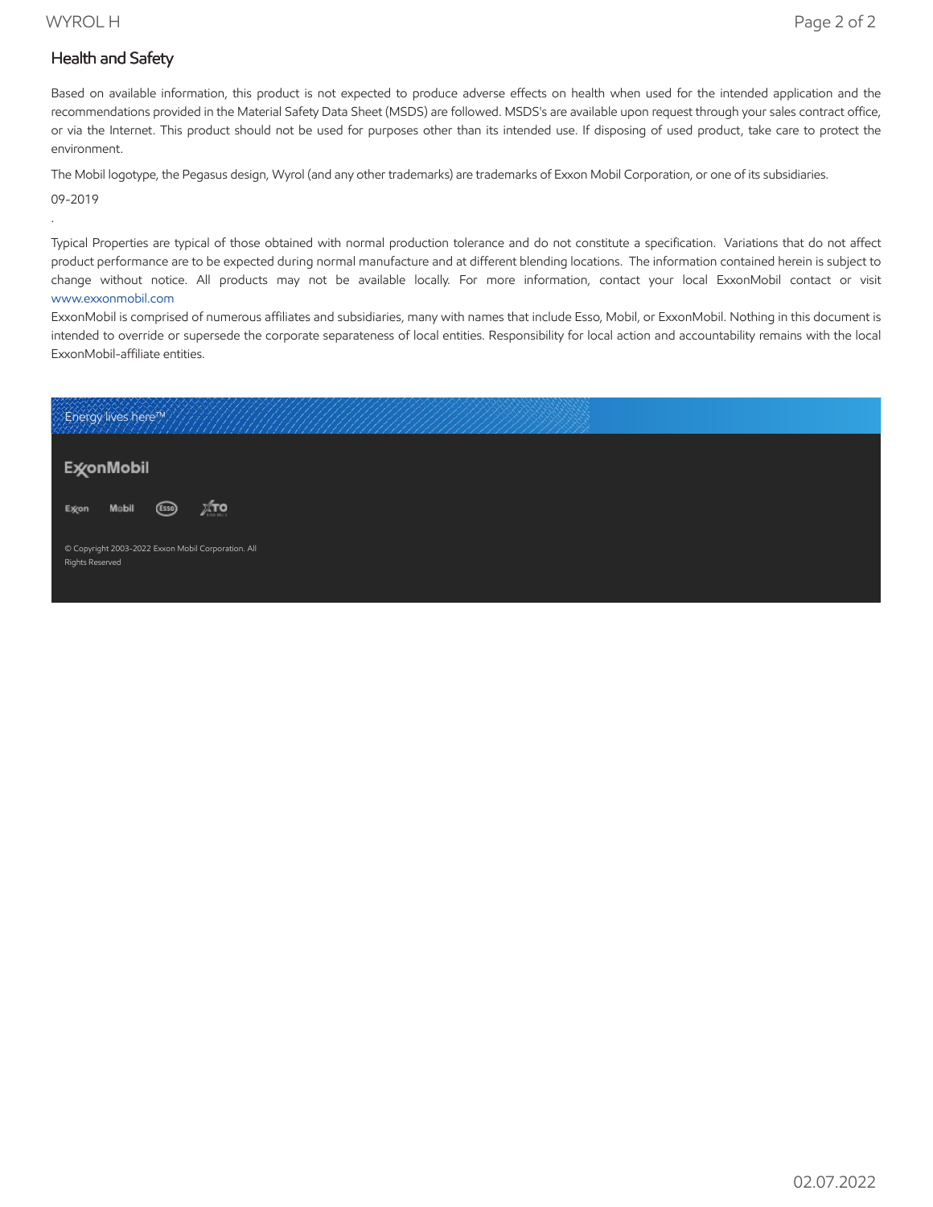## Health and Safety

Based on available information, this product is not expected to produce adverse effects on health when used for the intended application and the recommendations provided in the Material Safety Data Sheet (MSDS) are followed. MSDS's are available upon request through your sales contract office, or via the Internet. This product should not be used for purposes other than its intended use. If disposing of used product, take care to protect the environment.

The Mobil logotype, the Pegasus design, Wyrol (and any other trademarks) are trademarks of Exxon Mobil Corporation, or one of its subsidiaries.

09-2019

.

Typical Properties are typical of those obtained with normal production tolerance and do not constitute a specification. Variations that do not affect product performance are to be expected during normal manufacture and at different blending locations. The information contained herein is subject to change without notice. All products may not be available locally. For more information, contact your local ExxonMobil contact or visit www.exxonmobil.com

ExxonMobil is comprised of numerous affiliates and subsidiaries, many with names that include Esso, Mobil, or ExxonMobil. Nothing in this document is intended to override or supersede the corporate separateness of local entities. Responsibility for local action and accountability remains with the local ExxonMobil-affiliate entities.

Energy lives here™

ExxonMobil

Exxon Mobil Esso XTO

© Copyright 2003-2022 Exxon Mobil Corporation. All Rights Reserved